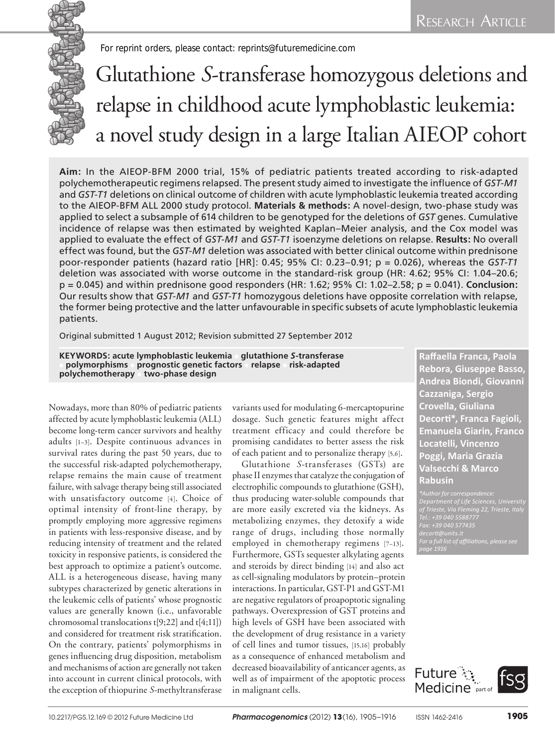# Glutathione *S*-transferase homozygous deletions and relapse in childhood acute lymphoblastic leukemia: a novel study design in a large Italian AIEOP cohort

**Aim:** In the AIEOP-BFM 2000 trial, 15% of pediatric patients treated according to risk-adapted polychemotherapeutic regimens relapsed. The present study aimed to investigate the influence of *GST-M1* and *GST-T1* deletions on clinical outcome of children with acute lymphoblastic leukemia treated according to the AIEOP-BFM ALL 2000 study protocol. **Materials & methods:** A novel-design, two-phase study was applied to select a subsample of 614 children to be genotyped for the deletions of *GST* genes. Cumulative incidence of relapse was then estimated by weighted Kaplan–Meier analysis, and the Cox model was applied to evaluate the effect of *GST-M1* and *GST-T1* isoenzyme deletions on relapse. **Results:** No overall effect was found, but the *GST-M1* deletion was associated with better clinical outcome within prednisone poor-responder patients (hazard ratio [HR]: 0.45; 95% CI: 0.23–0.91; p = 0.026), whereas the *GST-T1* deletion was associated with worse outcome in the standard-risk group (HR: 4.62; 95% CI: 1.04–20.6; p = 0.045) and within prednisone good responders (HR: 1.62; 95% CI: 1.02–2.58; p = 0.041). **Conclusion:** Our results show that *GST-M1* and *GST-T1* homozygous deletions have opposite correlation with relapse, the former being protective and the latter unfavourable in specific subsets of acute lymphoblastic leukemia patients.

Original submitted 1 August 2012; Revision submitted 27 September 2012

**KEYWORDS: acute lymphoblastic leukemia ▪ glutathione *S*-transferase ▪ polymorphisms ▪ prognostic genetic factors ▪ relapse ▪ risk-adapted polychemotherapy ▪ two-phase design**

**Raffaella Franca, Paola Rebora, Giuseppe Basso, Andrea Biondi, Giovanni Cazzaniga, Sergio Crovella, Giuliana Decorti\*, Franca Fagioli, Emanuela Giarin, Franco Locatelli, Vincenzo Poggi, Maria Grazia Valsecchi & Marco Rabusin**

*\*Author for correspondence: Department of Life Sciences, University of Trieste, Via Fleming 22, Trieste, Italy Tel.: +39 040 5588777 Fax: +39 040 577435 decorti@units.it For a full list of affiliations, please see page 1916*

Nowadays, more than 80% of pediatric patients affected by acute lymphoblastic leukemia (ALL) become long-term cancer survivors and healthy adults [1–3]. Despite continuous advances in survival rates during the past 50 years, due to the successful risk-adapted polychemotherapy, relapse remains the main cause of treatment failure, with salvage therapy being still associated with unsatisfactory outcome [4]. Choice of optimal intensity of front-line therapy, by promptly employing more aggressive regimens in patients with less-responsive disease, and by reducing intensity of treatment and the related toxicity in responsive patients, is considered the best approach to optimize a patient's outcome. ALL is a heterogeneous disease, having many subtypes characterized by genetic alterations in the leukemic cells of patients' whose prognostic values are generally known (i.e., unfavorable chromosomal translocations t[9;22] and t[4;11]) and considered for treatment risk stratification. On the contrary, patients' polymorphisms in genes influencing drug disposition, metabolism and mechanisms of action are generally not taken into account in current clinical protocols, with the exception of thiopurine *S*-methyltransferase variants used for modulating 6-mercaptopurine dosage. Such genetic features might affect treatment efficacy and could therefore be promising candidates to better assess the risk of each patient and to personalize therapy [5,6].

Glutathione *S*-transferases (GSTs) are phase II enzymes that catalyze the conjugation of electrophilic compounds to glutathione (GSH), thus producing water-soluble compounds that are more easily excreted via the kidneys. As metabolizing enzymes, they detoxify a wide range of drugs, including those normally employed in chemotherapy regimens [7–13]. Furthermore, GSTs sequester alkylating agents and steroids by direct binding [14] and also act as cell-signaling modulators by protein–protein interactions. In particular, GST-P1 and GST-M1 are negative regulators of proapoptotic signaling pathways. Overexpression of GST proteins and high levels of GSH have been associated with the development of drug resistance in a variety of cell lines and tumor tissues, [15,16] probably as a consequence of enhanced metabolism and decreased bioavailability of anticancer agents, as well as of impairment of the apoptotic process in malignant cells.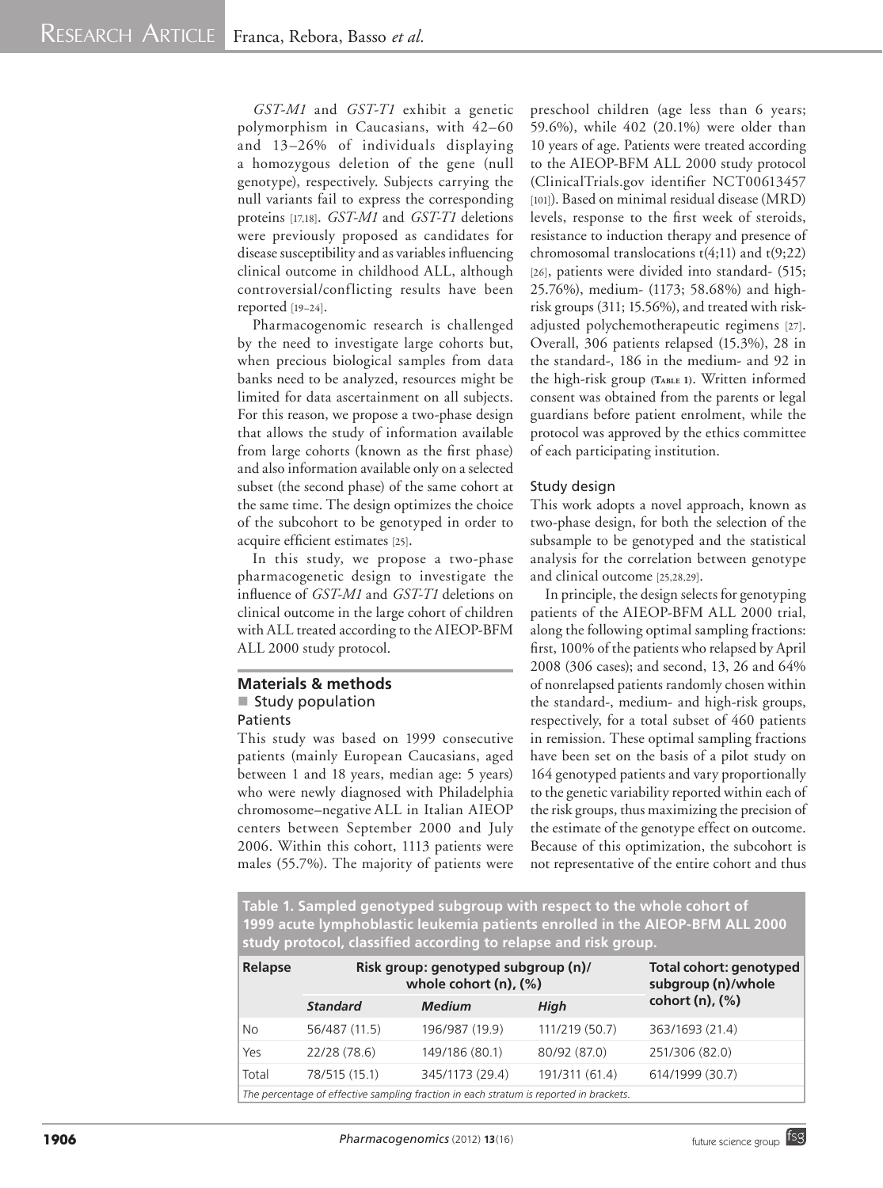*GST-M1* and *GST-T1* exhibit a genetic polymorphism in Caucasians, with 42–60 and 13–26% of individuals displaying a homozygous deletion of the gene (null genotype), respectively. Subjects carrying the null variants fail to express the corresponding proteins [17,18]. *GST-M1* and *GST-T1* deletions were previously proposed as candidates for disease susceptibility and as variables influencing clinical outcome in childhood ALL, although controversial/conflicting results have been reported [19–24].

Pharmacogenomic research is challenged by the need to investigate large cohorts but, when precious biological samples from data banks need to be analyzed, resources might be limited for data ascertainment on all subjects. For this reason, we propose a two-phase design that allows the study of information available from large cohorts (known as the first phase) and also information available only on a selected subset (the second phase) of the same cohort at the same time. The design optimizes the choice of the subcohort to be genotyped in order to acquire efficient estimates [25].

In this study, we propose a two-phase pharmacogenetic design to investigate the influence of *GST-M1* and *GST-T1* deletions on clinical outcome in the large cohort of children with ALL treated according to the AIEOP-BFM ALL 2000 study protocol.

## Materials & methods

### Study population

#### Patients

This study was based on 1999 consecutive patients (mainly European Caucasians, aged between 1 and 18 years, median age: 5 years) who were newly diagnosed with Philadelphia chromosome–negative ALL in Italian AIEOP centers between September 2000 and July 2006. Within this cohort, 1113 patients were males (55.7%). The majority of patients were preschool children (age less than 6 years; 59.6%), while 402 (20.1%) were older than 10 years of age. Patients were treated according to the AIEOP-BFM ALL 2000 study protocol (ClinicalTrials.gov identifier NCT00613457 [101]). Based on minimal residual disease (MRD) levels, response to the first week of steroids, resistance to induction therapy and presence of chromosomal translocations t(4;11) and t(9;22) [26], patients were divided into standard- (515; 25.76%), medium- (1173; 58.68%) and high-risk groups (311; 15.56%), and treated with risk-adjusted polychemotherapeutic regimens [27]. Overall, 306 patients relapsed (15.3%), 28 in the standard-, 186 in the medium- and 92 in the high-risk group (Table 1). Written informed consent was obtained from the parents or legal guardians before patient enrolment, while the protocol was approved by the ethics committee of each participating institution.

#### Study design

This work adopts a novel approach, known as two-phase design, for both the selection of the subsample to be genotyped and the statistical analysis for the correlation between genotype and clinical outcome [25,28,29].

In principle, the design selects for genotyping patients of the AIEOP-BFM ALL 2000 trial, along the following optimal sampling fractions: first, 100% of the patients who relapsed by April 2008 (306 cases); and second, 13, 26 and 64% of nonrelapsed patients randomly chosen within the standard-, medium- and high-risk groups, respectively, for a total subset of 460 patients in remission. These optimal sampling fractions have been set on the basis of a pilot study on 164 genotyped patients and vary proportionally to the genetic variability reported within each of the risk groups, thus maximizing the precision of the estimate of the genotype effect on outcome. Because of this optimization, the subcohort is not representative of the entire cohort and thus

**Table 1. Sampled genotyped subgroup with respect to the whole cohort of 1999 acute lymphoblastic leukemia patients enrolled in the AIEOP-BFM ALL 2000 study protocol, classified according to relapse and risk group.**

| Relapse | Risk group: genotyped subgroup (n)/ whole cohort (n), (%) | | | Total cohort: genotyped subgroup (n)/whole cohort (n), (%) |
|---|---|---|---|---|
| | *Standard* | *Medium* | *High* | |
| No | 56/487 (11.5) | 196/987 (19.9) | 111/219 (50.7) | 363/1693 (21.4) |
| Yes | 22/28 (78.6) | 149/186 (80.1) | 80/92 (87.0) | 251/306 (82.0) |
| Total | 78/515 (15.1) | 345/1173 (29.4) | 191/311 (61.4) | 614/1999 (30.7) |

*The percentage of effective sampling fraction in each stratum is reported in brackets.*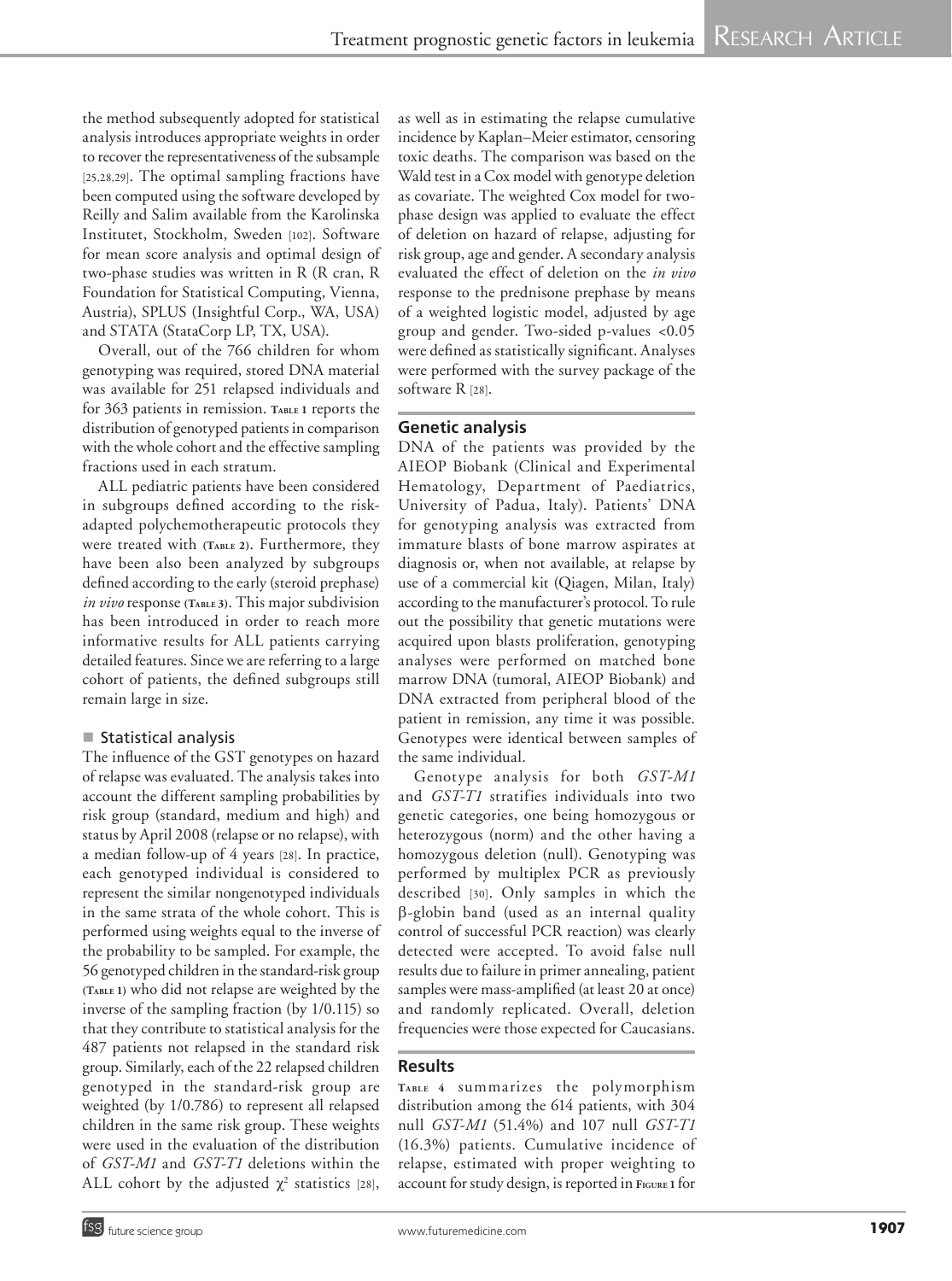the method subsequently adopted for statistical analysis introduces appropriate weights in order to recover the representativeness of the subsample [25,28,29]. The optimal sampling fractions have been computed using the software developed by Reilly and Salim available from the Karolinska Institutet, Stockholm, Sweden [102]. Software for mean score analysis and optimal design of two-phase studies was written in R (R cran, R Foundation for Statistical Computing, Vienna, Austria), SPLUS (Insightful Corp., WA, USA) and STATA (StataCorp LP, TX, USA).

Overall, out of the 766 children for whom genotyping was required, stored DNA material was available for 251 relapsed individuals and for 363 patients in remission. **Table 1** reports the distribution of genotyped patients in comparison with the whole cohort and the effective sampling fractions used in each stratum.

ALL pediatric patients have been considered in subgroups defined according to the risk-adapted polychemotherapeutic protocols they were treated with **(Table 2)**. Furthermore, they have been also been analyzed by subgroups defined according to the early (steroid prephase) *in vivo* response **(Table 3)**. This major subdivision has been introduced in order to reach more informative results for ALL patients carrying detailed features. Since we are referring to a large cohort of patients, the defined subgroups still remain large in size.

### Statistical analysis

The influence of the GST genotypes on hazard of relapse was evaluated. The analysis takes into account the different sampling probabilities by risk group (standard, medium and high) and status by April 2008 (relapse or no relapse), with a median follow-up of 4 years [28]. In practice, each genotyped individual is considered to represent the similar nongenotyped individuals in the same strata of the whole cohort. This is performed using weights equal to the inverse of the probability to be sampled. For example, the 56 genotyped children in the standard-risk group **(Table 1)** who did not relapse are weighted by the inverse of the sampling fraction (by 1/0.115) so that they contribute to statistical analysis for the 487 patients not relapsed in the standard risk group. Similarly, each of the 22 relapsed children genotyped in the standard-risk group are weighted (by 1/0.786) to represent all relapsed children in the same risk group. These weights were used in the evaluation of the distribution of *GST-M1* and *GST-T1* deletions within the ALL cohort by the adjusted $\chi^2$ statistics [28], as well as in estimating the relapse cumulative incidence by Kaplan–Meier estimator, censoring toxic deaths. The comparison was based on the Wald test in a Cox model with genotype deletion as covariate. The weighted Cox model for two-phase design was applied to evaluate the effect of deletion on hazard of relapse, adjusting for risk group, age and gender. A secondary analysis evaluated the effect of deletion on the *in vivo* response to the prednisone prephase by means of a weighted logistic model, adjusted by age group and gender. Two-sided p-values $<0.05$ were defined as statistically significant. Analyses were performed with the survey package of the software R [28].

## Genetic analysis

DNA of the patients was provided by the AIEOP Biobank (Clinical and Experimental Hematology, Department of Paediatrics, University of Padua, Italy). Patients' DNA for genotyping analysis was extracted from immature blasts of bone marrow aspirates at diagnosis or, when not available, at relapse by use of a commercial kit (Qiagen, Milan, Italy) according to the manufacturer's protocol. To rule out the possibility that genetic mutations were acquired upon blasts proliferation, genotyping analyses were performed on matched bone marrow DNA (tumoral, AIEOP Biobank) and DNA extracted from peripheral blood of the patient in remission, any time it was possible. Genotypes were identical between samples of the same individual.

Genotype analysis for both *GST-M1* and *GST-T1* stratifies individuals into two genetic categories, one being homozygous or heterozygous (norm) and the other having a homozygous deletion (null). Genotyping was performed by multiplex PCR as previously described [30]. Only samples in which the β-globin band (used as an internal quality control of successful PCR reaction) was clearly detected were accepted. To avoid false null results due to failure in primer annealing, patient samples were mass-amplified (at least 20 at once) and randomly replicated. Overall, deletion frequencies were those expected for Caucasians.

## Results

**Table 4** summarizes the polymorphism distribution among the 614 patients, with 304 null *GST-M1* (51.4%) and 107 null *GST-T1* (16.3%) patients. Cumulative incidence of relapse, estimated with proper weighting to account for study design, is reported in **Figure 1** for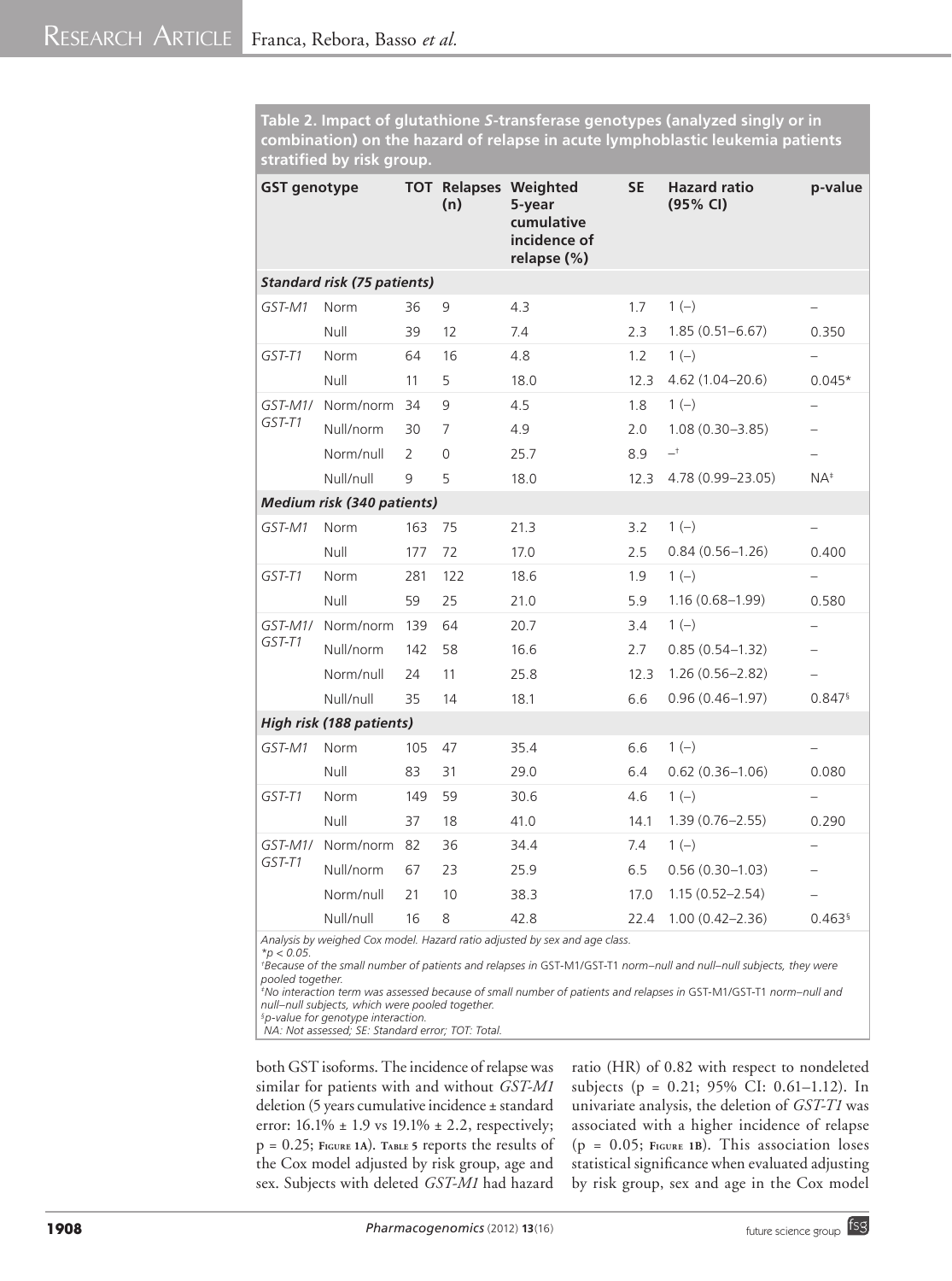**Table 2. Impact of glutathione *S*-transferase genotypes (analyzed singly or in combination) on the hazard of relapse in acute lymphoblastic leukemia patients stratified by risk group.**

| GST genotype | | TOT | Relapses (n) | Weighted 5-year cumulative incidence of relapse (%) | SE | Hazard ratio (95% CI) | p-value |
|---|---|---|---|---|---|---|---|
| ***Standard risk (75 patients)*** | | | | | | | |
| *GST-M1* | Norm | 36 | 9 | 4.3 | 1.7 | 1 (–) | – |
| | Null | 39 | 12 | 7.4 | 2.3 | 1.85 (0.51–6.67) | 0.350 |
| *GST-T1* | Norm | 64 | 16 | 4.8 | 1.2 | 1 (–) | – |
| | Null | 11 | 5 | 18.0 | 12.3 | 4.62 (1.04–20.6) | 0.045* |
| *GST-M1/ GST-T1* | Norm/norm | 34 | 9 | 4.5 | 1.8 | 1 (–) | – |
| | Null/norm | 30 | 7 | 4.9 | 2.0 | 1.08 (0.30–3.85) | – |
| | Norm/null | 2 | 0 | 25.7 | 8.9 | –[†] | – |
| | Null/null | 9 | 5 | 18.0 | 12.3 | 4.78 (0.99–23.05) | NA[‡] |
| ***Medium risk (340 patients)*** | | | | | | | |
| *GST-M1* | Norm | 163 | 75 | 21.3 | 3.2 | 1 (–) | – |
| | Null | 177 | 72 | 17.0 | 2.5 | 0.84 (0.56–1.26) | 0.400 |
| *GST-T1* | Norm | 281 | 122 | 18.6 | 1.9 | 1 (–) | – |
| | Null | 59 | 25 | 21.0 | 5.9 | 1.16 (0.68–1.99) | 0.580 |
| *GST-M1/ GST-T1* | Norm/norm | 139 | 64 | 20.7 | 3.4 | 1 (–) | – |
| | Null/norm | 142 | 58 | 16.6 | 2.7 | 0.85 (0.54–1.32) | – |
| | Norm/null | 24 | 11 | 25.8 | 12.3 | 1.26 (0.56–2.82) | – |
| | Null/null | 35 | 14 | 18.1 | 6.6 | 0.96 (0.46–1.97) | 0.847[§] |
| ***High risk (188 patients)*** | | | | | | | |
| *GST-M1* | Norm | 105 | 47 | 35.4 | 6.6 | 1 (–) | – |
| | Null | 83 | 31 | 29.0 | 6.4 | 0.62 (0.36–1.06) | 0.080 |
| *GST-T1* | Norm | 149 | 59 | 30.6 | 4.6 | 1 (–) | – |
| | Null | 37 | 18 | 41.0 | 14.1 | 1.39 (0.76–2.55) | 0.290 |
| *GST-M1/ GST-T1* | Norm/norm | 82 | 36 | 34.4 | 7.4 | 1 (–) | – |
| | Null/norm | 67 | 23 | 25.9 | 6.5 | 0.56 (0.30–1.03) | – |
| | Norm/null | 21 | 10 | 38.3 | 17.0 | 1.15 (0.52–2.54) | – |
| | Null/null | 16 | 8 | 42.8 | 22.4 | 1.00 (0.42–2.36) | 0.463[§] |

*Analysis by weighed Cox model. Hazard ratio adjusted by sex and age class.*
*$*p < 0.05$.*
*[†]Because of the small number of patients and relapses in GST-M1/GST-T1 norm–null and null–null subjects, they were pooled together.*
*[‡]No interaction term was assessed because of small number of patients and relapses in GST-M1/GST-T1 norm–null and null–null subjects, which were pooled together.*
*[§]p-value for genotype interaction.*
*NA: Not assessed; SE: Standard error; TOT: Total.*

both GST isoforms. The incidence of relapse was similar for patients with and without *GST-M1* deletion (5 years cumulative incidence ± standard error: 16.1% ± 1.9 vs 19.1% ± 2.2, respectively; p = 0.25; **Figure 1A**). **Table 5** reports the results of the Cox model adjusted by risk group, age and sex. Subjects with deleted *GST-M1* had hazard ratio (HR) of 0.82 with respect to nondeleted subjects (p = 0.21; 95% CI: 0.61–1.12). In univariate analysis, the deletion of *GST-T1* was associated with a higher incidence of relapse (p = 0.05; **Figure 1B**). This association loses statistical significance when evaluated adjusting by risk group, sex and age in the Cox model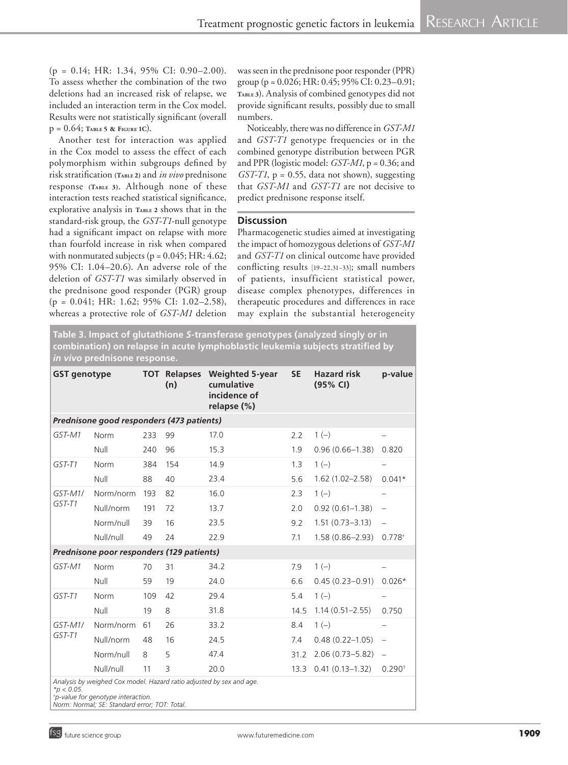(p = 0.14; HR: 1.34, 95% CI: 0.90–2.00). To assess whether the combination of the two deletions had an increased risk of relapse, we included an interaction term in the Cox model. Results were not statistically significant (overall p = 0.64; Table 5 & Figure 1C).

Another test for interaction was applied in the Cox model to assess the effect of each polymorphism within subgroups defined by risk stratification (Table 2) and *in vivo* prednisone response (Table 3). Although none of these interaction tests reached statistical significance, explorative analysis in Table 2 shows that in the standard-risk group, the *GST-T1*-null genotype had a significant impact on relapse with more than fourfold increase in risk when compared with nonmutated subjects (p = 0.045; HR: 4.62; 95% CI: 1.04–20.6). An adverse role of the deletion of *GST-T1* was similarly observed in the prednisone good responder (PGR) group (p = 0.041; HR: 1.62; 95% CI: 1.02–2.58), whereas a protective role of *GST-M1* deletion was seen in the prednisone poor responder (PPR) group (p = 0.026; HR: 0.45; 95% CI: 0.23–0.91; Table 3). Analysis of combined genotypes did not provide significant results, possibly due to small numbers.

Noticeably, there was no difference in *GST-M1* and *GST-T1* genotype frequencies or in the combined genotype distribution between PGR and PPR (logistic model: *GST-M1*, p = 0.36; and *GST-T1*, p = 0.55, data not shown), suggesting that *GST-M1* and *GST-T1* are not decisive to predict prednisone response itself.

## Discussion

Pharmacogenetic studies aimed at investigating the impact of homozygous deletions of *GST-M1* and *GST-T1* on clinical outcome have provided conflicting results [19–22,31–33]; small numbers of patients, insufficient statistical power, disease complex phenotypes, differences in therapeutic procedures and differences in race may explain the substantial heterogeneity

**Table 3. Impact of glutathione *S*-transferase genotypes (analyzed singly or in combination) on relapse in acute lymphoblastic leukemia subjects stratified by *in vivo* prednisone response.**

| GST genotype | | TOT | Relapses (n) | Weighted 5-year cumulative incidence of relapse (%) | SE | Hazard risk (95% CI) | p-value |
|---|---|---|---|---|---|---|---|
| ***Prednisone good responders (473 patients)*** | | | | | | | |
| *GST-M1* | Norm | 233 | 99 | 17.0 | 2.2 | 1 (–) | – |
| | Null | 240 | 96 | 15.3 | 1.9 | 0.96 (0.66–1.38) | 0.820 |
| *GST-T1* | Norm | 384 | 154 | 14.9 | 1.3 | 1 (–) | – |
| | Null | 88 | 40 | 23.4 | 5.6 | 1.62 (1.02–2.58) | 0.041* |
| *GST-M1/ GST-T1* | Norm/norm | 193 | 82 | 16.0 | 2.3 | 1 (–) | – |
| | Null/norm | 191 | 72 | 13.7 | 2.0 | 0.92 (0.61–1.38) | – |
| | Norm/null | 39 | 16 | 23.5 | 9.2 | 1.51 (0.73–3.13) | – |
| | Null/null | 49 | 24 | 22.9 | 7.1 | 1.58 (0.86–2.93) | 0.778† |
| ***Prednisone poor responders (129 patients)*** | | | | | | | |
| *GST-M1* | Norm | 70 | 31 | 34.2 | 7.9 | 1 (–) | – |
| | Null | 59 | 19 | 24.0 | 6.6 | 0.45 (0.23–0.91) | 0.026* |
| *GST-T1* | Norm | 109 | 42 | 29.4 | 5.4 | 1 (–) | – |
| | Null | 19 | 8 | 31.8 | 14.5 | 1.14 (0.51–2.55) | 0.750 |
| *GST-M1/ GST-T1* | Norm/norm | 61 | 26 | 33.2 | 8.4 | 1 (–) | – |
| | Null/norm | 48 | 16 | 24.5 | 7.4 | 0.48 (0.22–1.05) | – |
| | Norm/null | 8 | 5 | 47.4 | 31.2 | 2.06 (0.73–5.82) | – |
| | Null/null | 11 | 3 | 20.0 | 13.3 | 0.41 (0.13–1.32) | 0.290† |

*Analysis by weighed Cox model. Hazard ratio adjusted by sex and age.*
*$p < 0.05$.
†*p-value for genotype interaction.*
*Norm: Normal; SE: Standard error; TOT: Total.*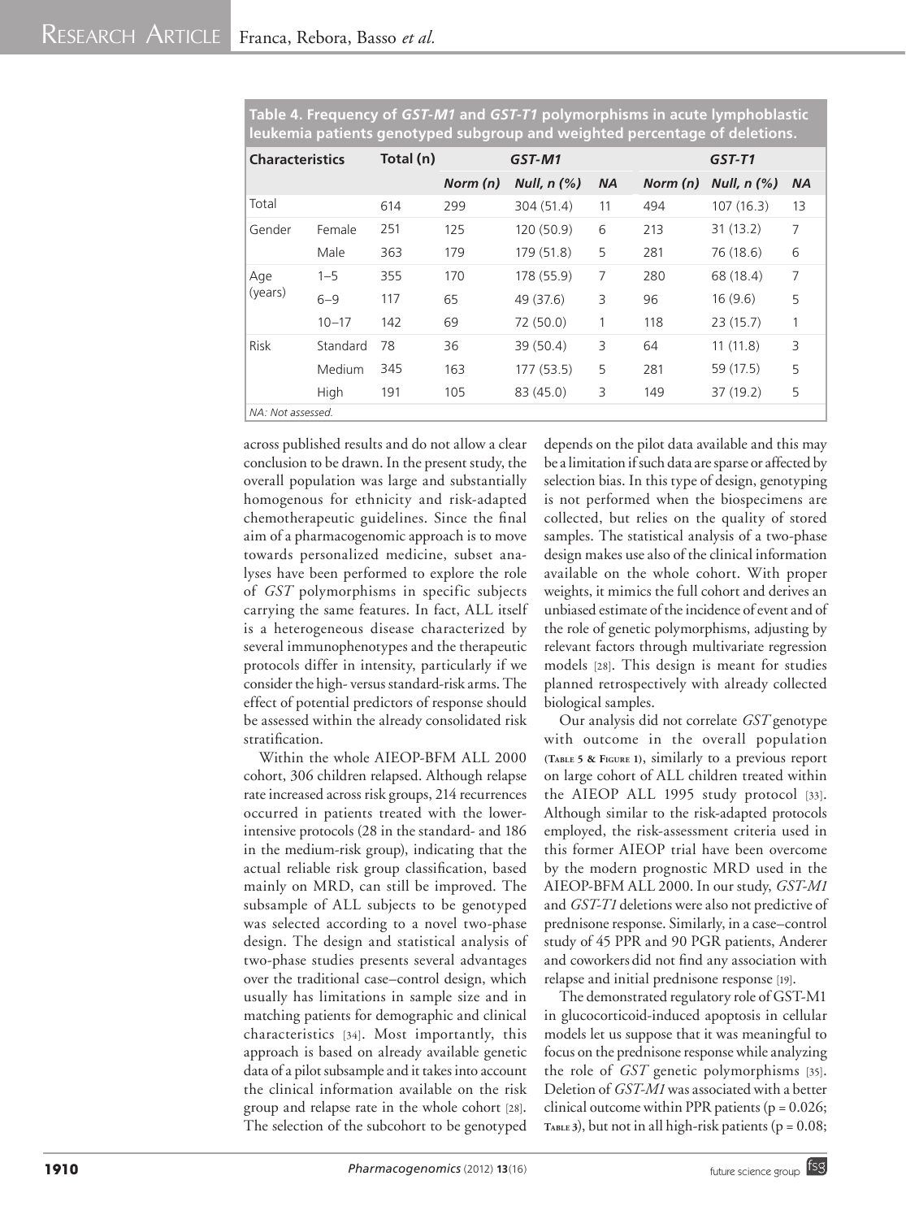**Table 4. Frequency of *GST-M1* and *GST-T1* polymorphisms in acute lymphoblastic leukemia patients genotyped subgroup and weighted percentage of deletions.**

| Characteristics | | Total (n) | *GST-M1* | | | *GST-T1* | | |
|---|---|---|---|---|---|---|---|---|
| | | | *Norm (n)* | *Null, n (%)* | *NA* | *Norm (n)* | *Null, n (%)* | *NA* |
| Total | | 614 | 299 | 304 (51.4) | 11 | 494 | 107 (16.3) | 13 |
| Gender | Female | 251 | 125 | 120 (50.9) | 6 | 213 | 31 (13.2) | 7 |
| | Male | 363 | 179 | 179 (51.8) | 5 | 281 | 76 (18.6) | 6 |
| Age (years) | 1–5 | 355 | 170 | 178 (55.9) | 7 | 280 | 68 (18.4) | 7 |
| | 6–9 | 117 | 65 | 49 (37.6) | 3 | 96 | 16 (9.6) | 5 |
| | 10–17 | 142 | 69 | 72 (50.0) | 1 | 118 | 23 (15.7) | 1 |
| Risk | Standard | 78 | 36 | 39 (50.4) | 3 | 64 | 11 (11.8) | 3 |
| | Medium | 345 | 163 | 177 (53.5) | 5 | 281 | 59 (17.5) | 5 |
| | High | 191 | 105 | 83 (45.0) | 3 | 149 | 37 (19.2) | 5 |

*NA: Not assessed.*

across published results and do not allow a clear conclusion to be drawn. In the present study, the overall population was large and substantially homogenous for ethnicity and risk-adapted chemotherapeutic guidelines. Since the final aim of a pharmacogenomic approach is to move towards personalized medicine, subset analyses have been performed to explore the role of *GST* polymorphisms in specific subjects carrying the same features. In fact, ALL itself is a heterogeneous disease characterized by several immunophenotypes and the therapeutic protocols differ in intensity, particularly if we consider the high- versus standard-risk arms. The effect of potential predictors of response should be assessed within the already consolidated risk stratification.

Within the whole AIEOP-BFM ALL 2000 cohort, 306 children relapsed. Although relapse rate increased across risk groups, 214 recurrences occurred in patients treated with the lower-intensive protocols (28 in the standard- and 186 in the medium-risk group), indicating that the actual reliable risk group classification, based mainly on MRD, can still be improved. The subsample of ALL subjects to be genotyped was selected according to a novel two-phase design. The design and statistical analysis of two-phase studies presents several advantages over the traditional case–control design, which usually has limitations in sample size and in matching patients for demographic and clinical characteristics [34]. Most importantly, this approach is based on already available genetic data of a pilot subsample and it takes into account the clinical information available on the risk group and relapse rate in the whole cohort [28]. The selection of the subcohort to be genotyped depends on the pilot data available and this may be a limitation if such data are sparse or affected by selection bias. In this type of design, genotyping is not performed when the biospecimens are collected, but relies on the quality of stored samples. The statistical analysis of a two-phase design makes use also of the clinical information available on the whole cohort. With proper weights, it mimics the full cohort and derives an unbiased estimate of the incidence of event and of the role of genetic polymorphisms, adjusting by relevant factors through multivariate regression models [28]. This design is meant for studies planned retrospectively with already collected biological samples.

Our analysis did not correlate *GST* genotype with outcome in the overall population (Table 5 & Figure 1), similarly to a previous report on large cohort of ALL children treated within the AIEOP ALL 1995 study protocol [33]. Although similar to the risk-adapted protocols employed, the risk-assessment criteria used in this former AIEOP trial have been overcome by the modern prognostic MRD used in the AIEOP-BFM ALL 2000. In our study, *GST-M1* and *GST-T1* deletions were also not predictive of prednisone response. Similarly, in a case–control study of 45 PPR and 90 PGR patients, Anderer and coworkers did not find any association with relapse and initial prednisone response [19].

The demonstrated regulatory role of GST-M1 in glucocorticoid-induced apoptosis in cellular models let us suppose that it was meaningful to focus on the prednisone response while analyzing the role of *GST* genetic polymorphisms [35]. Deletion of *GST-M1* was associated with a better clinical outcome within PPR patients ($p = 0.026$; Table 3), but not in all high-risk patients ($p = 0.08$;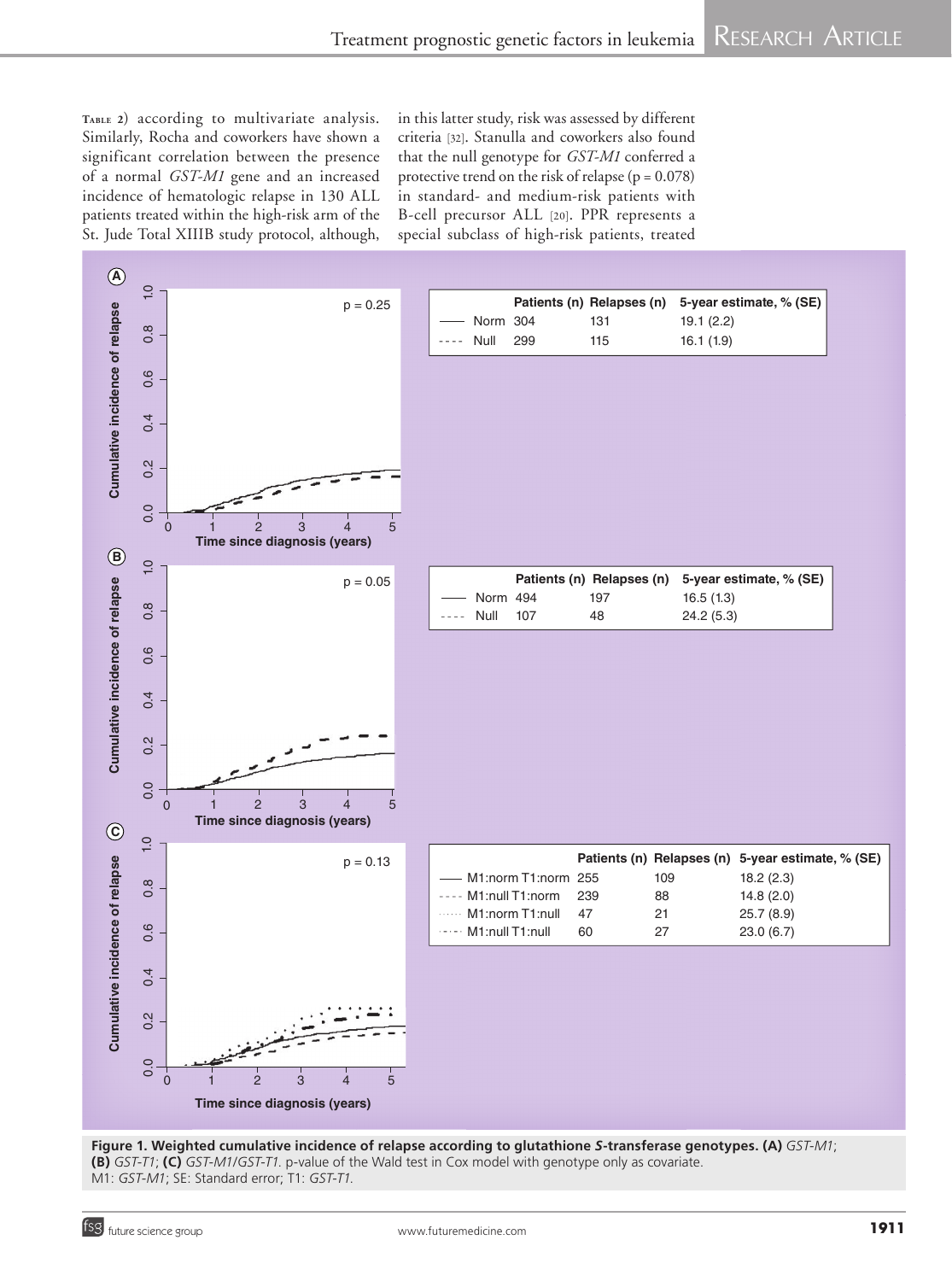Table 2) according to multivariate analysis. Similarly, Rocha and coworkers have shown a significant correlation between the presence of a normal *GST-M1* gene and an increased incidence of hematologic relapse in 130 ALL patients treated within the high-risk arm of the St. Jude Total XIIIB study protocol, although, in this latter study, risk was assessed by different criteria [32]. Stanulla and coworkers also found that the null genotype for *GST-M1* conferred a protective trend on the risk of relapse (p = 0.078) in standard- and medium-risk patients with B-cell precursor ALL [20]. PPR represents a special subclass of high-risk patients, treated

**(A)** p = 0.25

| | Patients (n) | Relapses (n) | 5-year estimate, % (SE) |
|---|---|---|---|
| Norm | 304 | 131 | 19.1 (2.2) |
| Null | 299 | 115 | 16.1 (1.9) |

**(B)** p = 0.05

| | Patients (n) | Relapses (n) | 5-year estimate, % (SE) |
|---|---|---|---|
| Norm | 494 | 197 | 16.5 (1.3) |
| Null | 107 | 48 | 24.2 (5.3) |

**(C)** p = 0.13

| | Patients (n) | Relapses (n) | 5-year estimate, % (SE) |
|---|---|---|---|
| M1:norm T1:norm | 255 | 109 | 18.2 (2.3) |
| M1:null T1:norm | 239 | 88 | 14.8 (2.0) |
| M1:norm T1:null | 47 | 21 | 25.7 (8.9) |
| M1:null T1:null | 60 | 27 | 23.0 (6.7) |

**Figure 1. Weighted cumulative incidence of relapse according to glutathione *S*-transferase genotypes. (A)** *GST-M1*; **(B)** *GST-T1*; **(C)** *GST-M1/GST-T1.* p-value of the Wald test in Cox model with genotype only as covariate.
M1: *GST-M1*; SE: Standard error; T1: *GST-T1.*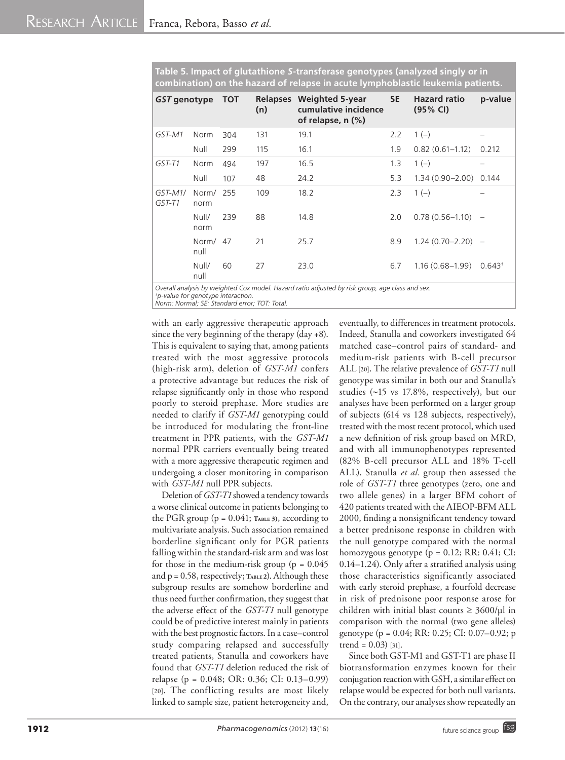**Table 5. Impact of glutathione *S*-transferase genotypes (analyzed singly or in combination) on the hazard of relapse in acute lymphoblastic leukemia patients.**

| *GST* genotype | | TOT | Relapses (n) | Weighted 5-year cumulative incidence of relapse, n (%) | SE | Hazard ratio (95% CI) | p-value |
|---|---|---|---|---|---|---|---|
| *GST-M1* | Norm | 304 | 131 | 19.1 | 2.2 | 1 (–) | – |
| | Null | 299 | 115 | 16.1 | 1.9 | 0.82 (0.61–1.12) | 0.212 |
| *GST-T1* | Norm | 494 | 197 | 16.5 | 1.3 | 1 (–) | – |
| | Null | 107 | 48 | 24.2 | 5.3 | 1.34 (0.90–2.00) | 0.144 |
| *GST-M1/ GST-T1* | Norm/ norm | 255 | 109 | 18.2 | 2.3 | 1 (–) | – |
| | Null/ norm | 239 | 88 | 14.8 | 2.0 | 0.78 (0.56–1.10) | – |
| | Norm/ null | 47 | 21 | 25.7 | 8.9 | 1.24 (0.70–2.20) | – |
| | Null/ null | 60 | 27 | 23.0 | 6.7 | 1.16 (0.68–1.99) | 0.643[†] |

*Overall analysis by weighted Cox model. Hazard ratio adjusted by risk group, age class and sex.*
*[†]p-value for genotype interaction.*
*Norm: Normal; SE: Standard error; TOT: Total.*

with an early aggressive therapeutic approach since the very beginning of the therapy (day +8). This is equivalent to saying that, among patients treated with the most aggressive protocols (high-risk arm), deletion of *GST-M1* confers a protective advantage but reduces the risk of relapse significantly only in those who respond poorly to steroid prephase. More studies are needed to clarify if *GST-M1* genotyping could be introduced for modulating the front-line treatment in PPR patients, with the *GST-M1* normal PPR carriers eventually being treated with a more aggressive therapeutic regimen and undergoing a closer monitoring in comparison with *GST-M1* null PPR subjects.

Deletion of *GST-T1* showed a tendency towards a worse clinical outcome in patients belonging to the PGR group (p = 0.041; Table 3), according to multivariate analysis. Such association remained borderline significant only for PGR patients falling within the standard-risk arm and was lost for those in the medium-risk group (p = 0.045 and p = 0.58, respectively; Table 2). Although these subgroup results are somehow borderline and thus need further confirmation, they suggest that the adverse effect of the *GST-T1* null genotype could be of predictive interest mainly in patients with the best prognostic factors. In a case–control study comparing relapsed and successfully treated patients, Stanulla and coworkers have found that *GST-T1* deletion reduced the risk of relapse (p = 0.048; OR: 0.36; CI: 0.13–0.99) [20]. The conflicting results are most likely linked to sample size, patient heterogeneity and, eventually, to differences in treatment protocols. Indeed, Stanulla and coworkers investigated 64 matched case–control pairs of standard- and medium-risk patients with B-cell precursor ALL [20]. The relative prevalence of *GST-T1* null genotype was similar in both our and Stanulla's studies (~15 vs 17.8%, respectively), but our analyses have been performed on a larger group of subjects (614 vs 128 subjects, respectively), treated with the most recent protocol, which used a new definition of risk group based on MRD, and with all immunophenotypes represented (82% B-cell precursor ALL and 18% T-cell ALL). Stanulla *et al.* group then assessed the role of *GST-T1* three genotypes (zero, one and two allele genes) in a larger BFM cohort of 420 patients treated with the AIEOP-BFM ALL 2000, finding a nonsignificant tendency toward a better prednisone response in children with the null genotype compared with the normal homozygous genotype (p = 0.12; RR: 0.41; CI: 0.14–1.24). Only after a stratified analysis using those characteristics significantly associated with early steroid prephase, a fourfold decrease in risk of prednisone poor response arose for children with initial blast counts ≥ 3600/μl in comparison with the normal (two gene alleles) genotype (p = 0.04; RR: 0.25; CI: 0.07–0.92; p trend = 0.03) [31].

Since both GST-M1 and GST-T1 are phase II biotransformation enzymes known for their conjugation reaction with GSH, a similar effect on relapse would be expected for both null variants. On the contrary, our analyses show repeatedly an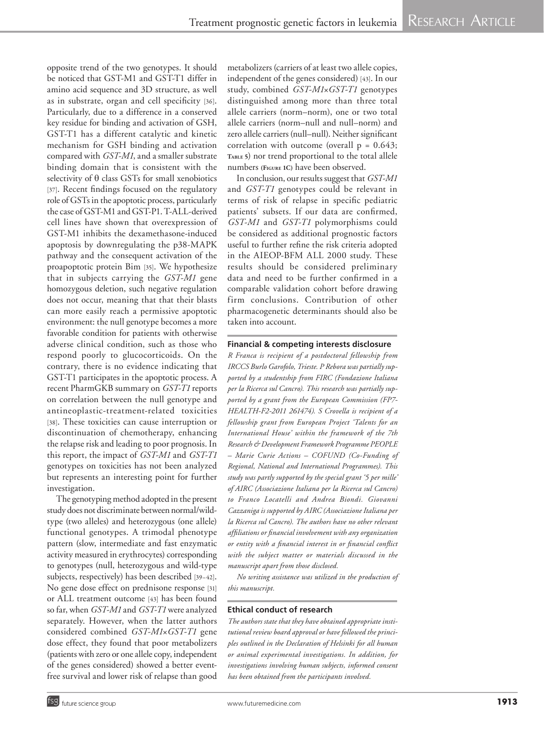opposite trend of the two genotypes. It should be noticed that GST-M1 and GST-T1 differ in amino acid sequence and 3D structure, as well as in substrate, organ and cell specificity [36]. Particularly, due to a difference in a conserved key residue for binding and activation of GSH, GST-T1 has a different catalytic and kinetic mechanism for GSH binding and activation compared with *GST-M1*, and a smaller substrate binding domain that is consistent with the selectivity of θ class GSTs for small xenobiotics [37]. Recent findings focused on the regulatory role of GSTs in the apoptotic process, particularly the case of GST-M1 and GST-P1. T-ALL-derived cell lines have shown that overexpression of GST-M1 inhibits the dexamethasone-induced apoptosis by downregulating the p38-MAPK pathway and the consequent activation of the proapoptotic protein Bim [35]. We hypothesize that in subjects carrying the *GST-M1* gene homozygous deletion, such negative regulation does not occur, meaning that that their blasts can more easily reach a permissive apoptotic environment: the null genotype becomes a more favorable condition for patients with otherwise adverse clinical condition, such as those who respond poorly to glucocorticoids. On the contrary, there is no evidence indicating that GST-T1 participates in the apoptotic process. A recent PharmGKB summary on *GST-T1* reports on correlation between the null genotype and antineoplastic-treatment-related toxicities [38]. These toxicities can cause interruption or discontinuation of chemotherapy, enhancing the relapse risk and leading to poor prognosis. In this report, the impact of *GST-M1* and *GST-T1* genotypes on toxicities has not been analyzed but represents an interesting point for further investigation.

The genotyping method adopted in the present study does not discriminate between normal/wild-type (two alleles) and heterozygous (one allele) functional genotypes. A trimodal phenotype pattern (slow, intermediate and fast enzymatic activity measured in erythrocytes) corresponding to genotypes (null, heterozygous and wild-type subjects, respectively) has been described [39–42]. No gene dose effect on prednisone response [31] or ALL treatment outcome [43] has been found so far, when *GST-M1* and *GST-T1* were analyzed separately. However, when the latter authors considered combined *GST-M1*×*GST-T1* gene dose effect, they found that poor metabolizers (patients with zero or one allele copy, independent of the genes considered) showed a better event-free survival and lower risk of relapse than good metabolizers (carriers of at least two allele copies, independent of the genes considered) [43]. In our study, combined *GST-M1*×*GST-T1* genotypes distinguished among more than three total allele carriers (norm–norm), one or two total allele carriers (norm–null and null–norm) and zero allele carriers (null–null). Neither significant correlation with outcome (overall $p = 0.643$; **Table 5**) nor trend proportional to the total allele numbers (**Figure 1C**) have been observed.

In conclusion, our results suggest that *GST-M1* and *GST-T1* genotypes could be relevant in terms of risk of relapse in specific pediatric patients' subsets. If our data are confirmed, *GST-M1* and *GST-T1* polymorphisms could be considered as additional prognostic factors useful to further refine the risk criteria adopted in the AIEOP-BFM ALL 2000 study. These results should be considered preliminary data and need to be further confirmed in a comparable validation cohort before drawing firm conclusions. Contribution of other pharmacogenetic determinants should also be taken into account.

#### Financial & competing interests disclosure

*R Franca is recipient of a postdoctoral fellowship from IRCCS Burlo Garofolo, Trieste. P Rebora was partially supported by a studentship from FIRC (Fondazione Italiana per la Ricerca sul Cancro). This research was partially supported by a grant from the European Commission (FP7-HEALTH-F2-2011 261474). S Crovella is recipient of a fellowship grant from European Project 'Talents for an International House' within the framework of the 7th Research & Development Framework Programme PEOPLE – Marie Curie Actions – COFUND (Co-Funding of Regional, National and International Programmes). This study was partly supported by the special grant '5 per mille' of AIRC (Associazione Italiana per la Ricerca sul Cancro) to Franco Locatelli and Andrea Biondi. Giovanni Cazzaniga is supported by AIRC (Associazione Italiana per la Ricerca sul Cancro). The authors have no other relevant affiliations or financial involvement with any organization or entity with a financial interest in or financial conflict with the subject matter or materials discussed in the manuscript apart from those disclosed.*

*No writing assistance was utilized in the production of this manuscript.*

#### Ethical conduct of research

*The authors state that they have obtained appropriate institutional review board approval or have followed the principles outlined in the Declaration of Helsinki for all human or animal experimental investigations. In addition, for investigations involving human subjects, informed consent has been obtained from the participants involved.*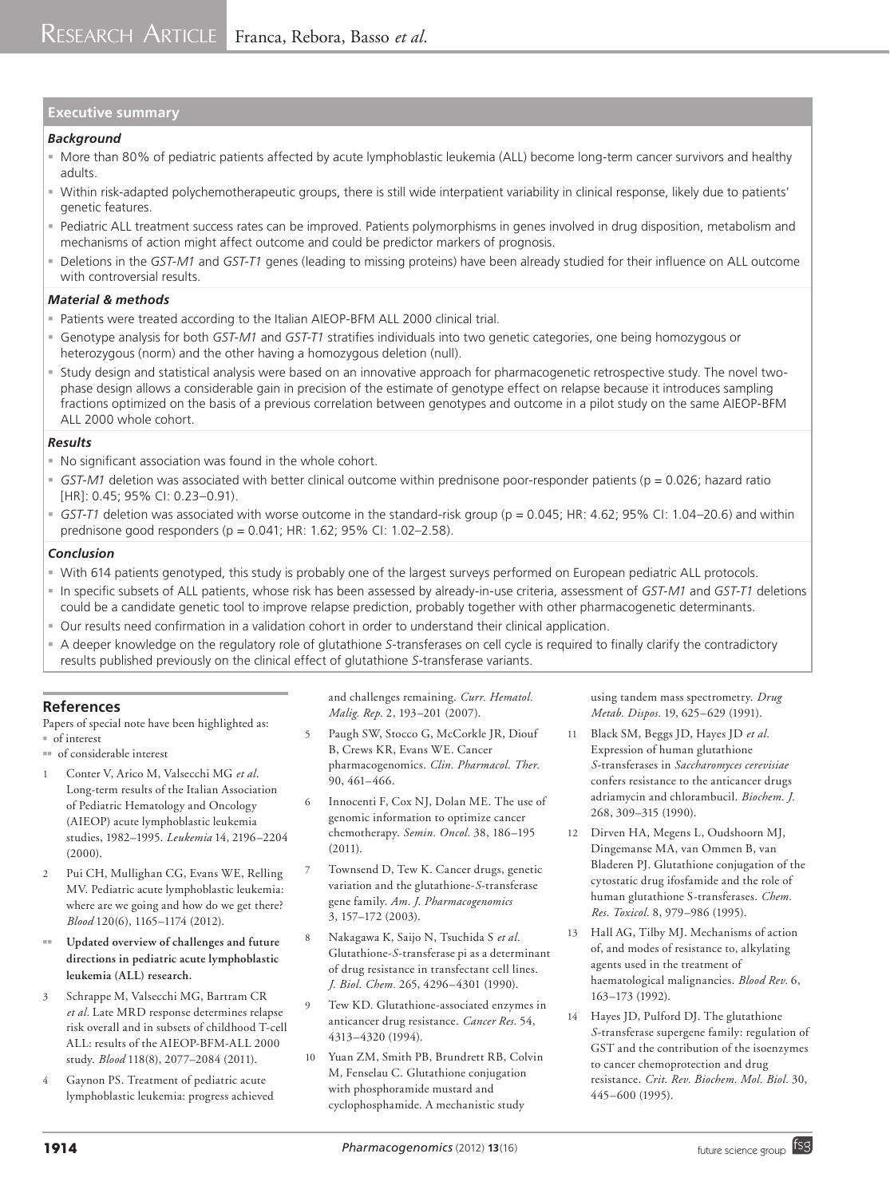## Executive summary

### Background

- More than 80% of pediatric patients affected by acute lymphoblastic leukemia (ALL) become long-term cancer survivors and healthy adults.
- Within risk-adapted polychemotherapeutic groups, there is still wide interpatient variability in clinical response, likely due to patients' genetic features.
- Pediatric ALL treatment success rates can be improved. Patients polymorphisms in genes involved in drug disposition, metabolism and mechanisms of action might affect outcome and could be predictor markers of prognosis.
- Deletions in the *GST-M1* and *GST-T1* genes (leading to missing proteins) have been already studied for their influence on ALL outcome with controversial results.

### Material & methods

- Patients were treated according to the Italian AIEOP-BFM ALL 2000 clinical trial.
- Genotype analysis for both *GST-M1* and *GST-T1* stratifies individuals into two genetic categories, one being homozygous or heterozygous (norm) and the other having a homozygous deletion (null).
- Study design and statistical analysis were based on an innovative approach for pharmacogenetic retrospective study. The novel two-phase design allows a considerable gain in precision of the estimate of genotype effect on relapse because it introduces sampling fractions optimized on the basis of a previous correlation between genotypes and outcome in a pilot study on the same AIEOP-BFM ALL 2000 whole cohort.

### Results

- No significant association was found in the whole cohort.
- *GST-M1* deletion was associated with better clinical outcome within prednisone poor-responder patients ($p = 0.026$; hazard ratio [HR]: 0.45; 95% CI: 0.23–0.91).
- *GST-T1* deletion was associated with worse outcome in the standard-risk group ($p = 0.045$; HR: 4.62; 95% CI: 1.04–20.6) and within prednisone good responders ($p = 0.041$; HR: 1.62; 95% CI: 1.02–2.58).

### Conclusion

- With 614 patients genotyped, this study is probably one of the largest surveys performed on European pediatric ALL protocols.
- In specific subsets of ALL patients, whose risk has been assessed by already-in-use criteria, assessment of *GST-M1* and *GST-T1* deletions could be a candidate genetic tool to improve relapse prediction, probably together with other pharmacogenetic determinants.
- Our results need confirmation in a validation cohort in order to understand their clinical application.
- A deeper knowledge on the regulatory role of glutathione *S*-transferases on cell cycle is required to finally clarify the contradictory results published previously on the clinical effect of glutathione *S*-transferase variants.

## References

Papers of special note have been highlighted as:
▪ of interest
▪▪ of considerable interest

1. Conter V, Arico M, Valsecchi MG *et al.* Long-term results of the Italian Association of Pediatric Hematology and Oncology (AIEOP) acute lymphoblastic leukemia studies, 1982–1995. *Leukemia* 14, 2196–2204 (2000).
2. Pui CH, Mullighan CG, Evans WE, Relling MV. Pediatric acute lymphoblastic leukemia: where are we going and how do we get there? *Blood* 120(6), 1165–1174 (2012).
   ▪▪ **Updated overview of challenges and future directions in pediatric acute lymphoblastic leukemia (ALL) research.**
3. Schrappe M, Valsecchi MG, Bartram CR *et al.* Late MRD response determines relapse risk overall and in subsets of childhood T-cell ALL: results of the AIEOP-BFM-ALL 2000 study. *Blood* 118(8), 2077–2084 (2011).
4. Gaynon PS. Treatment of pediatric acute lymphoblastic leukemia: progress achieved and challenges remaining. *Curr. Hematol. Malig. Rep.* 2, 193–201 (2007).
5. Paugh SW, Stocco G, McCorkle JR, Diouf B, Crews KR, Evans WE. Cancer pharmacogenomics. *Clin. Pharmacol. Ther.* 90, 461–466.
6. Innocenti F, Cox NJ, Dolan ME. The use of genomic information to optimize cancer chemotherapy. *Semin. Oncol.* 38, 186–195 (2011).
7. Townsend D, Tew K. Cancer drugs, genetic variation and the glutathione-*S*-transferase gene family. *Am. J. Pharmacogenomics* 3, 157–172 (2003).
8. Nakagawa K, Saijo N, Tsuchida S *et al.* Glutathione-*S*-transferase pi as a determinant of drug resistance in transfectant cell lines. *J. Biol. Chem.* 265, 4296–4301 (1990).
9. Tew KD. Glutathione-associated enzymes in anticancer drug resistance. *Cancer Res.* 54, 4313–4320 (1994).
10. Yuan ZM, Smith PB, Brundrett RB, Colvin M, Fenselau C. Glutathione conjugation with phosphoramide mustard and cyclophosphamide. A mechanistic study using tandem mass spectrometry. *Drug Metab. Dispos.* 19, 625–629 (1991).
11. Black SM, Beggs JD, Hayes JD *et al.* Expression of human glutathione *S*-transferases in *Saccharomyces cerevisiae* confers resistance to the anticancer drugs adriamycin and chlorambucil. *Biochem. J.* 268, 309–315 (1990).
12. Dirven HA, Megens L, Oudshoorn MJ, Dingemanse MA, van Ommen B, van Bladeren PJ. Glutathione conjugation of the cytostatic drug ifosfamide and the role of human glutathione S-transferases. *Chem. Res. Toxicol.* 8, 979–986 (1995).
13. Hall AG, Tilby MJ. Mechanisms of action of, and modes of resistance to, alkylating agents used in the treatment of haematological malignancies. *Blood Rev.* 6, 163–173 (1992).
14. Hayes JD, Pulford DJ. The glutathione *S*-transferase supergene family: regulation of GST and the contribution of the isoenzymes to cancer chemoprotection and drug resistance. *Crit. Rev. Biochem. Mol. Biol.* 30, 445–600 (1995).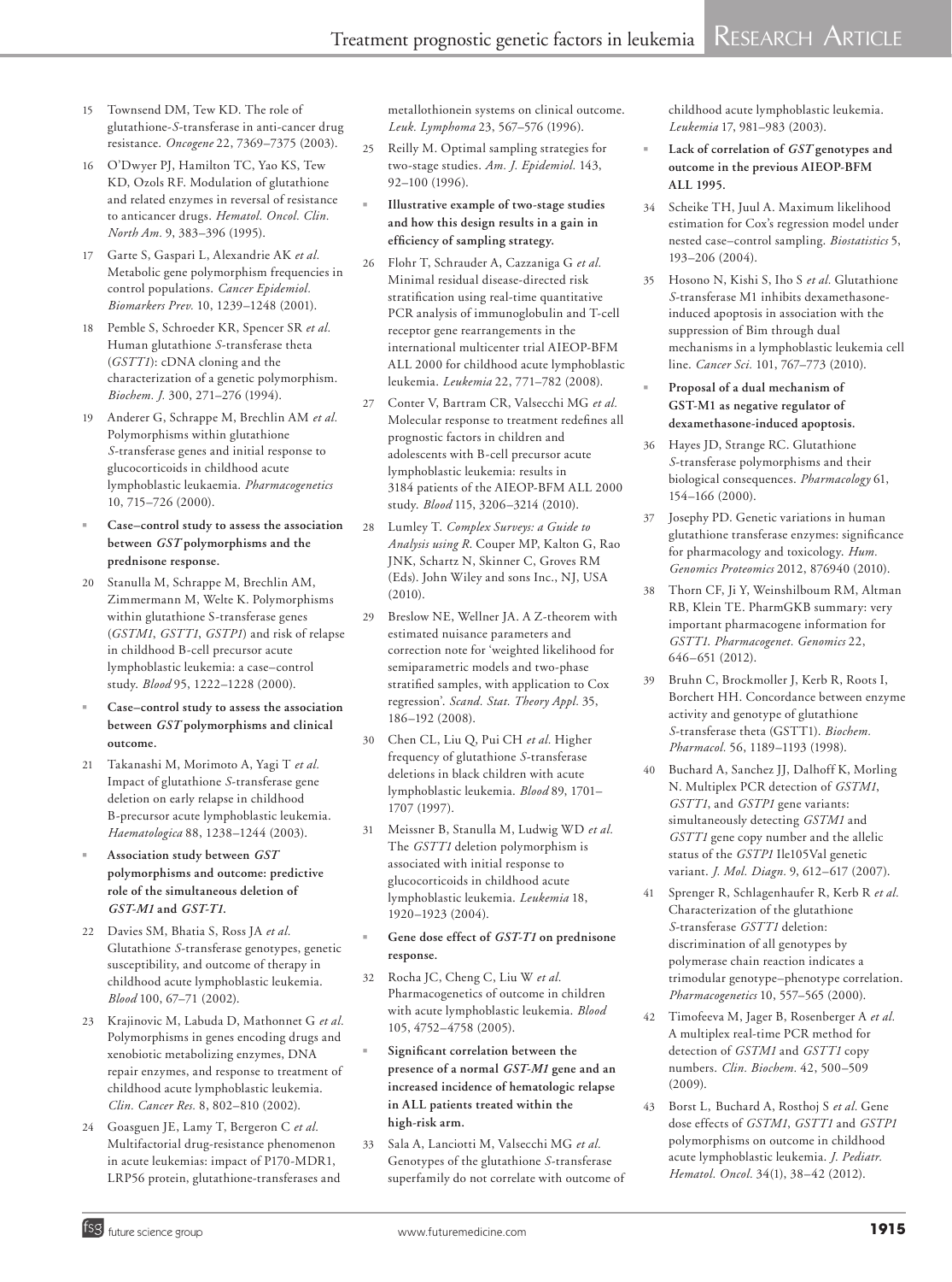15. Townsend DM, Tew KD. The role of glutathione-*S*-transferase in anti-cancer drug resistance. *Oncogene* 22, 7369–7375 (2003).
16. O'Dwyer PJ, Hamilton TC, Yao KS, Tew KD, Ozols RF. Modulation of glutathione and related enzymes in reversal of resistance to anticancer drugs. *Hematol. Oncol. Clin. North Am.* 9, 383–396 (1995).
17. Garte S, Gaspari L, Alexandrie AK *et al.* Metabolic gene polymorphism frequencies in control populations. *Cancer Epidemiol. Biomarkers Prev.* 10, 1239–1248 (2001).
18. Pemble S, Schroeder KR, Spencer SR *et al.* Human glutathione *S*-transferase theta (*GSTT1*): cDNA cloning and the characterization of a genetic polymorphism. *Biochem. J.* 300, 271–276 (1994).
19. Anderer G, Schrappe M, Brechlin AM *et al.* Polymorphisms within glutathione *S*-transferase genes and initial response to glucocorticoids in childhood acute lymphoblastic leukaemia. *Pharmacogenetics* 10, 715–726 (2000).
    - **Case–control study to assess the association between *GST* polymorphisms and the prednisone response.**
20. Stanulla M, Schrappe M, Brechlin AM, Zimmermann M, Welte K. Polymorphisms within glutathione S-transferase genes (*GSTM1*, *GSTT1*, *GSTP1*) and risk of relapse in childhood B-cell precursor acute lymphoblastic leukemia: a case–control study. *Blood* 95, 1222–1228 (2000).
    - **Case–control study to assess the association between *GST* polymorphisms and clinical outcome.**
21. Takanashi M, Morimoto A, Yagi T *et al.* Impact of glutathione *S*-transferase gene deletion on early relapse in childhood B-precursor acute lymphoblastic leukemia. *Haematologica* 88, 1238–1244 (2003).
    - **Association study between *GST* polymorphisms and outcome: predictive role of the simultaneous deletion of *GST-M1* and *GST-T1*.**
22. Davies SM, Bhatia S, Ross JA *et al.* Glutathione *S*-transferase genotypes, genetic susceptibility, and outcome of therapy in childhood acute lymphoblastic leukemia. *Blood* 100, 67–71 (2002).
23. Krajinovic M, Labuda D, Mathonnet G *et al.* Polymorphisms in genes encoding drugs and xenobiotic metabolizing enzymes, DNA repair enzymes, and response to treatment of childhood acute lymphoblastic leukemia. *Clin. Cancer Res.* 8, 802–810 (2002).
24. Goasguen JE, Lamy T, Bergeron C *et al.* Multifactorial drug-resistance phenomenon in acute leukemias: impact of P170-MDR1, LRP56 protein, glutathione-transferases and metallothionein systems on clinical outcome. *Leuk. Lymphoma* 23, 567–576 (1996).
25. Reilly M. Optimal sampling strategies for two-stage studies. *Am. J. Epidemiol.* 143, 92–100 (1996).
    - **Illustrative example of two-stage studies and how this design results in a gain in efficiency of sampling strategy.**
26. Flohr T, Schrauder A, Cazzaniga G *et al.* Minimal residual disease-directed risk stratification using real-time quantitative PCR analysis of immunoglobulin and T-cell receptor gene rearrangements in the international multicenter trial AIEOP-BFM ALL 2000 for childhood acute lymphoblastic leukemia. *Leukemia* 22, 771–782 (2008).
27. Conter V, Bartram CR, Valsecchi MG *et al.* Molecular response to treatment redefines all prognostic factors in children and adolescents with B-cell precursor acute lymphoblastic leukemia: results in 3184 patients of the AIEOP-BFM ALL 2000 study. *Blood* 115, 3206–3214 (2010).
28. Lumley T. *Complex Surveys: a Guide to Analysis using R*. Couper MP, Kalton G, Rao JNK, Schartz N, Skinner C, Groves RM (Eds). John Wiley and sons Inc., NJ, USA (2010).
29. Breslow NE, Wellner JA. A Z-theorem with estimated nuisance parameters and correction note for 'weighted likelihood for semiparametric models and two-phase stratified samples, with application to Cox regression'. *Scand. Stat. Theory Appl.* 35, 186–192 (2008).
30. Chen CL, Liu Q, Pui CH *et al.* Higher frequency of glutathione *S*-transferase deletions in black children with acute lymphoblastic leukemia. *Blood* 89, 1701–1707 (1997).
31. Meissner B, Stanulla M, Ludwig WD *et al.* The *GSTT1* deletion polymorphism is associated with initial response to glucocorticoids in childhood acute lymphoblastic leukemia. *Leukemia* 18, 1920–1923 (2004).
    - **Gene dose effect of *GST-T1* on prednisone response.**
32. Rocha JC, Cheng C, Liu W *et al.* Pharmacogenetics of outcome in children with acute lymphoblastic leukemia. *Blood* 105, 4752–4758 (2005).
    - **Significant correlation between the presence of a normal *GST-M1* gene and an increased incidence of hematologic relapse in ALL patients treated within the high-risk arm.**
33. Sala A, Lanciotti M, Valsecchi MG *et al.* Genotypes of the glutathione *S*-transferase superfamily do not correlate with outcome of childhood acute lymphoblastic leukemia. *Leukemia* 17, 981–983 (2003).
    - **Lack of correlation of *GST* genotypes and outcome in the previous AIEOP-BFM ALL 1995.**
34. Scheike TH, Juul A. Maximum likelihood estimation for Cox's regression model under nested case–control sampling. *Biostatistics* 5, 193–206 (2004).
35. Hosono N, Kishi S, Iho S *et al.* Glutathione *S*-transferase M1 inhibits dexamethasone-induced apoptosis in association with the suppression of Bim through dual mechanisms in a lymphoblastic leukemia cell line. *Cancer Sci.* 101, 767–773 (2010).
    - **Proposal of a dual mechanism of GST-M1 as negative regulator of dexamethasone-induced apoptosis.**
36. Hayes JD, Strange RC. Glutathione *S*-transferase polymorphisms and their biological consequences. *Pharmacology* 61, 154–166 (2000).
37. Josephy PD. Genetic variations in human glutathione transferase enzymes: significance for pharmacology and toxicology. *Hum. Genomics Proteomics* 2012, 876940 (2010).
38. Thorn CF, Ji Y, Weinshilboum RM, Altman RB, Klein TE. PharmGKB summary: very important pharmacogene information for *GSTT1*. *Pharmacogenet. Genomics* 22, 646–651 (2012).
39. Bruhn C, Brockmoller J, Kerb R, Roots I, Borchert HH. Concordance between enzyme activity and genotype of glutathione *S*-transferase theta (GSTT1). *Biochem. Pharmacol.* 56, 1189–1193 (1998).
40. Buchard A, Sanchez JJ, Dalhoff K, Morling N. Multiplex PCR detection of *GSTM1*, *GSTT1*, and *GSTP1* gene variants: simultaneously detecting *GSTM1* and *GSTT1* gene copy number and the allelic status of the *GSTP1* Ile105Val genetic variant. *J. Mol. Diagn.* 9, 612–617 (2007).
41. Sprenger R, Schlagenhaufer R, Kerb R *et al.* Characterization of the glutathione *S*-transferase *GSTT1* deletion: discrimination of all genotypes by polymerase chain reaction indicates a trimodular genotype–phenotype correlation. *Pharmacogenetics* 10, 557–565 (2000).
42. Timofeeva M, Jager B, Rosenberger A *et al.* A multiplex real-time PCR method for detection of *GSTM1* and *GSTT1* copy numbers. *Clin. Biochem.* 42, 500–509 (2009).
43. Borst L, Buchard A, Rosthoj S *et al.* Gene dose effects of *GSTM1*, *GSTT1* and *GSTP1* polymorphisms on outcome in childhood acute lymphoblastic leukemia. *J. Pediatr. Hematol. Oncol.* 34(1), 38–42 (2012).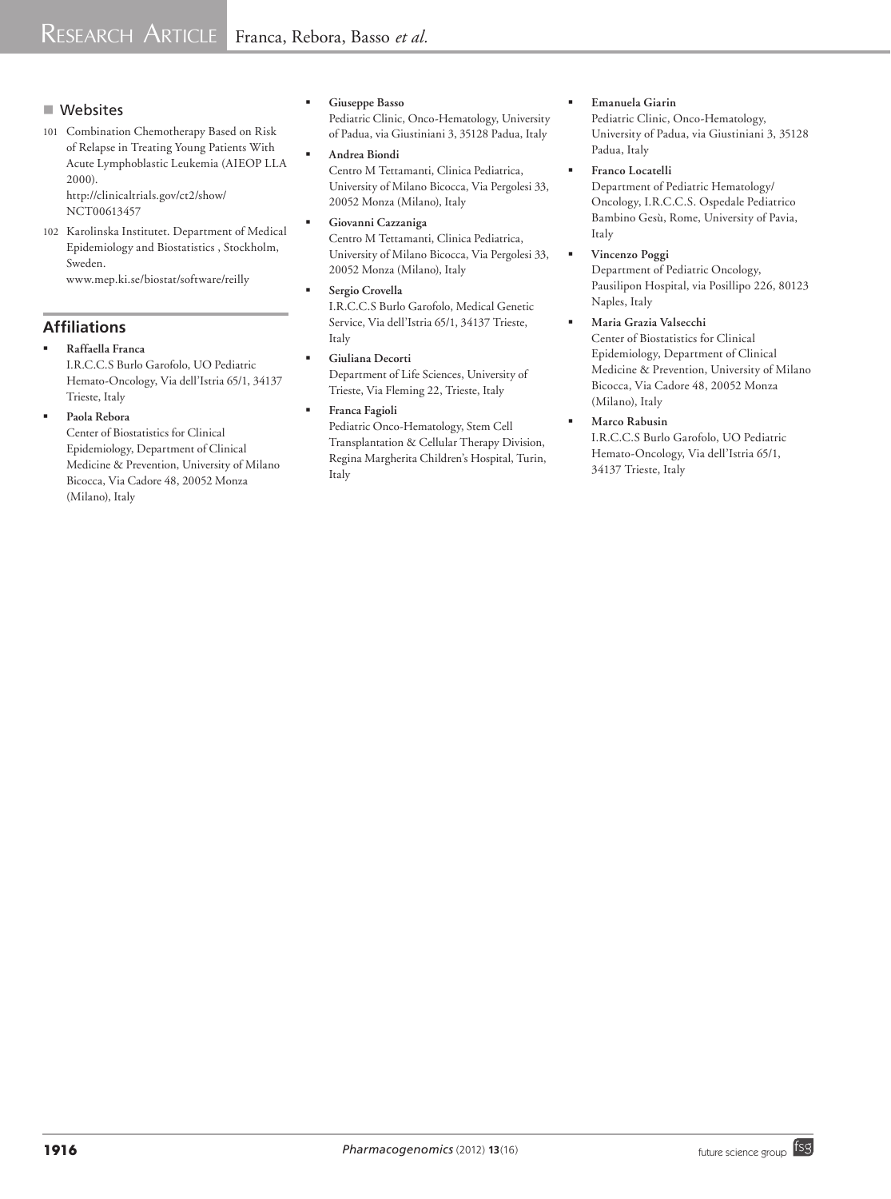## Websites

101 Combination Chemotherapy Based on Risk of Relapse in Treating Young Patients With Acute Lymphoblastic Leukemia (AIEOP LLA 2000).
http://clinicaltrials.gov/ct2/show/NCT00613457

102 Karolinska Institutet. Department of Medical Epidemiology and Biostatistics , Stockholm, Sweden.
www.mep.ki.se/biostat/software/reilly

## Affiliations

- **Raffaella Franca**
  I.R.C.C.S Burlo Garofolo, UO Pediatric Hemato-Oncology, Via dell'Istria 65/1, 34137 Trieste, Italy
- **Paola Rebora**
  Center of Biostatistics for Clinical Epidemiology, Department of Clinical Medicine & Prevention, University of Milano Bicocca, Via Cadore 48, 20052 Monza (Milano), Italy
- **Giuseppe Basso**
  Pediatric Clinic, Onco-Hematology, University of Padua, via Giustiniani 3, 35128 Padua, Italy
- **Andrea Biondi**
  Centro M Tettamanti, Clinica Pediatrica, University of Milano Bicocca, Via Pergolesi 33, 20052 Monza (Milano), Italy
- **Giovanni Cazzaniga**
  Centro M Tettamanti, Clinica Pediatrica, University of Milano Bicocca, Via Pergolesi 33, 20052 Monza (Milano), Italy
- **Sergio Crovella**
  I.R.C.C.S Burlo Garofolo, Medical Genetic Service, Via dell'Istria 65/1, 34137 Trieste, Italy
- **Giuliana Decorti**
  Department of Life Sciences, University of Trieste, Via Fleming 22, Trieste, Italy
- **Franca Fagioli**
  Pediatric Onco-Hematology, Stem Cell Transplantation & Cellular Therapy Division, Regina Margherita Children's Hospital, Turin, Italy
- **Emanuela Giarin**
  Pediatric Clinic, Onco-Hematology, University of Padua, via Giustiniani 3, 35128 Padua, Italy
- **Franco Locatelli**
  Department of Pediatric Hematology/Oncology, I.R.C.C.S. Ospedale Pediatrico Bambino Gesù, Rome, University of Pavia, Italy
- **Vincenzo Poggi**
  Department of Pediatric Oncology, Pausilipon Hospital, via Posillipo 226, 80123 Naples, Italy
- **Maria Grazia Valsecchi**
  Center of Biostatistics for Clinical Epidemiology, Department of Clinical Medicine & Prevention, University of Milano Bicocca, Via Cadore 48, 20052 Monza (Milano), Italy
- **Marco Rabusin**
  I.R.C.C.S Burlo Garofolo, UO Pediatric Hemato-Oncology, Via dell'Istria 65/1, 34137 Trieste, Italy